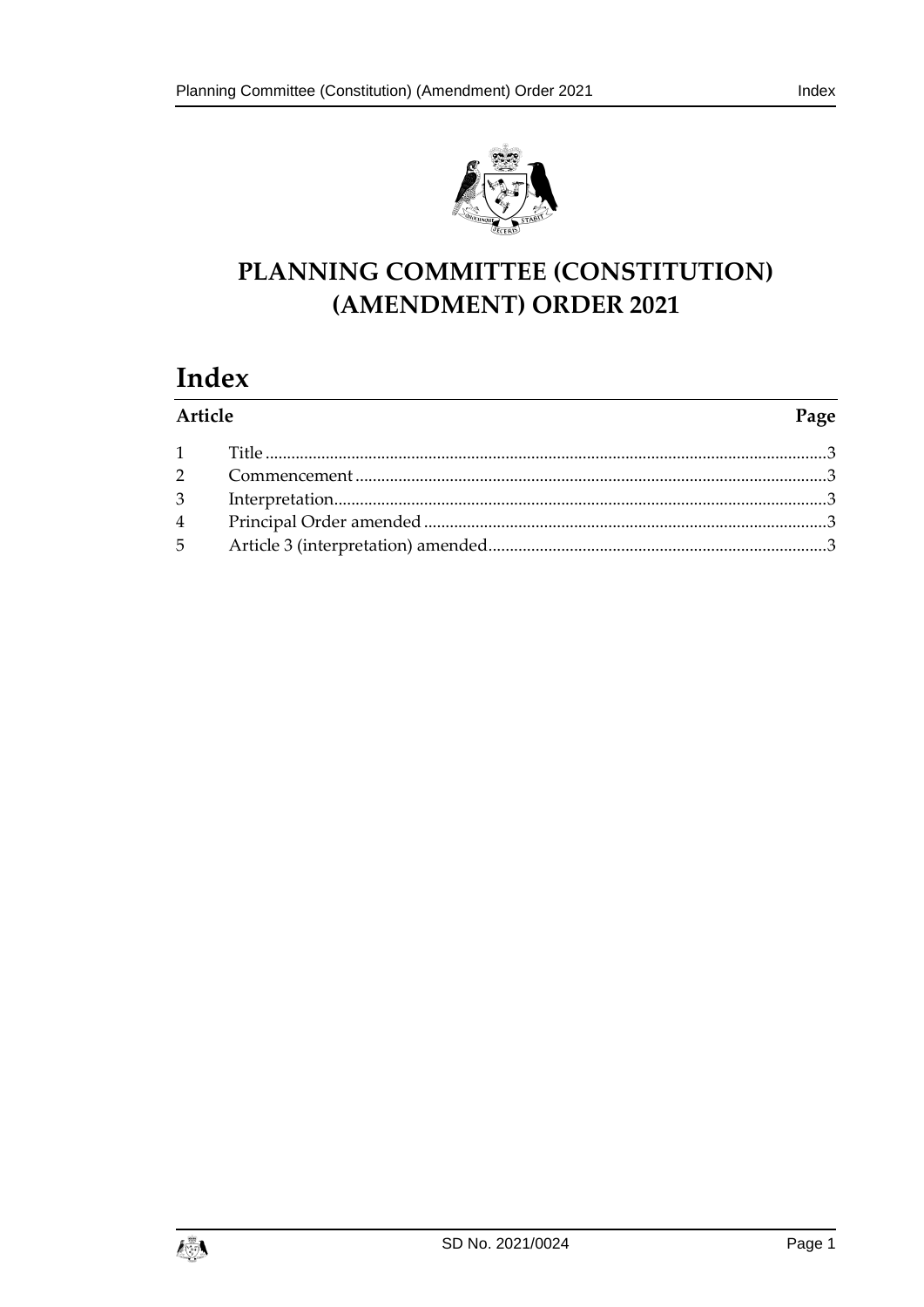# PLANNING COMMITTEE (CONSTITUTION) (AMENDMENT) ORDER 2021

## Index

| Article | | Page |
|---|---|---|
| 1 | Title | 3 |
| 2 | Commencement | 3 |
| 3 | Interpretation | 3 |
| 4 | Principal Order amended | 3 |
| 5 | Article 3 (interpretation) amended | 3 |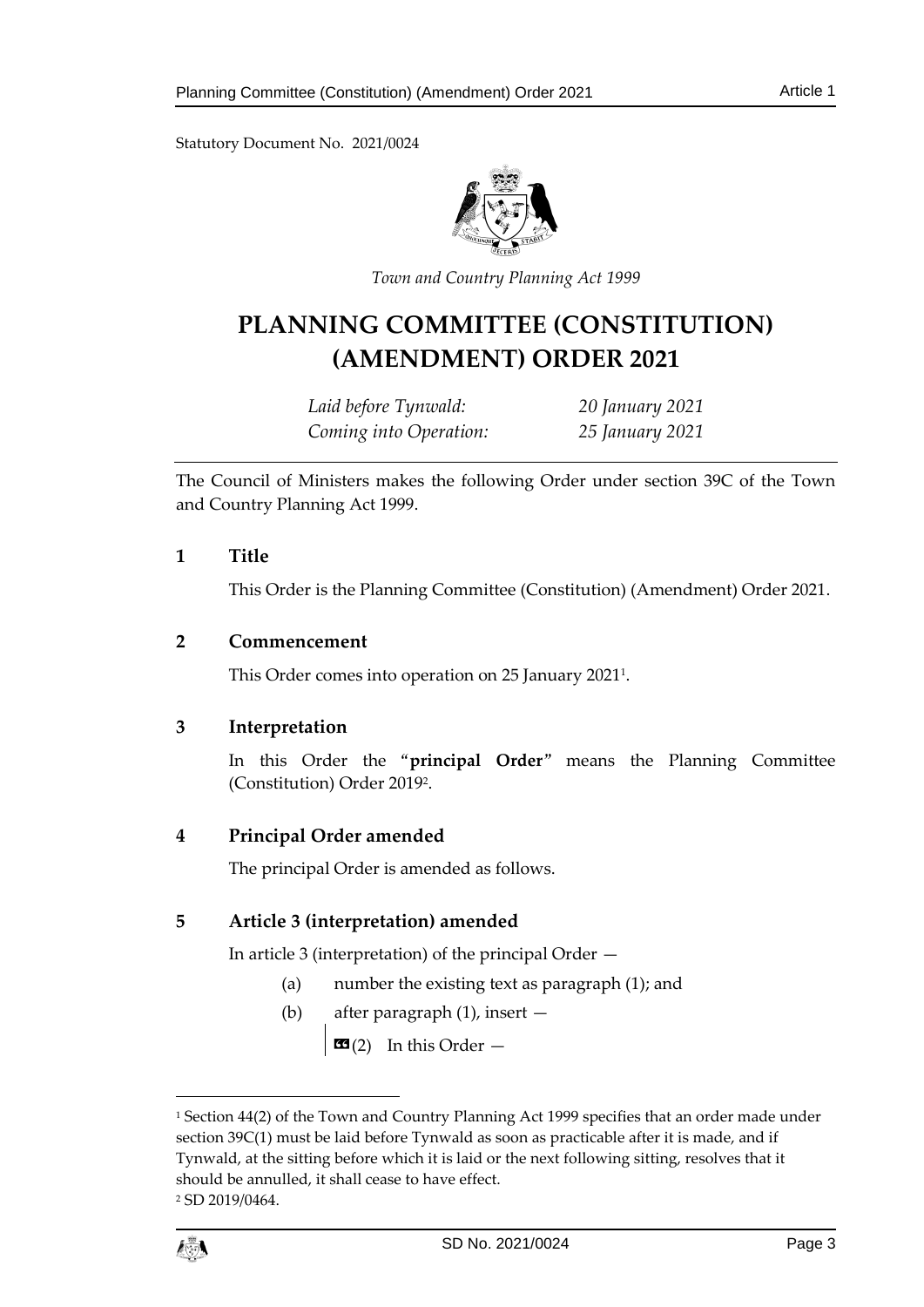Statutory Document No. 2021/0024

*Town and Country Planning Act 1999*

# PLANNING COMMITTEE (CONSTITUTION) (AMENDMENT) ORDER 2021

| | |
|---|---|
| *Laid before Tynwald:* | *20 January 2021* |
| *Coming into Operation:* | *25 January 2021* |

The Council of Ministers makes the following Order under section 39C of the Town and Country Planning Act 1999.

## 1 Title

This Order is the Planning Committee (Constitution) (Amendment) Order 2021.

## 2 Commencement

This Order comes into operation on 25 January 2021[1].

## 3 Interpretation

In this Order the "**principal Order**" means the Planning Committee (Constitution) Order 2019[2].

## 4 Principal Order amended

The principal Order is amended as follows.

## 5 Article 3 (interpretation) amended

In article 3 (interpretation) of the principal Order —

(a) number the existing text as paragraph (1); and

(b) after paragraph (1), insert —

> «(2) In this Order —

---

[1] Section 44(2) of the Town and Country Planning Act 1999 specifies that an order made under section 39C(1) must be laid before Tynwald as soon as practicable after it is made, and if Tynwald, at the sitting before which it is laid or the next following sitting, resolves that it should be annulled, it shall cease to have effect.

[2] SD 2019/0464.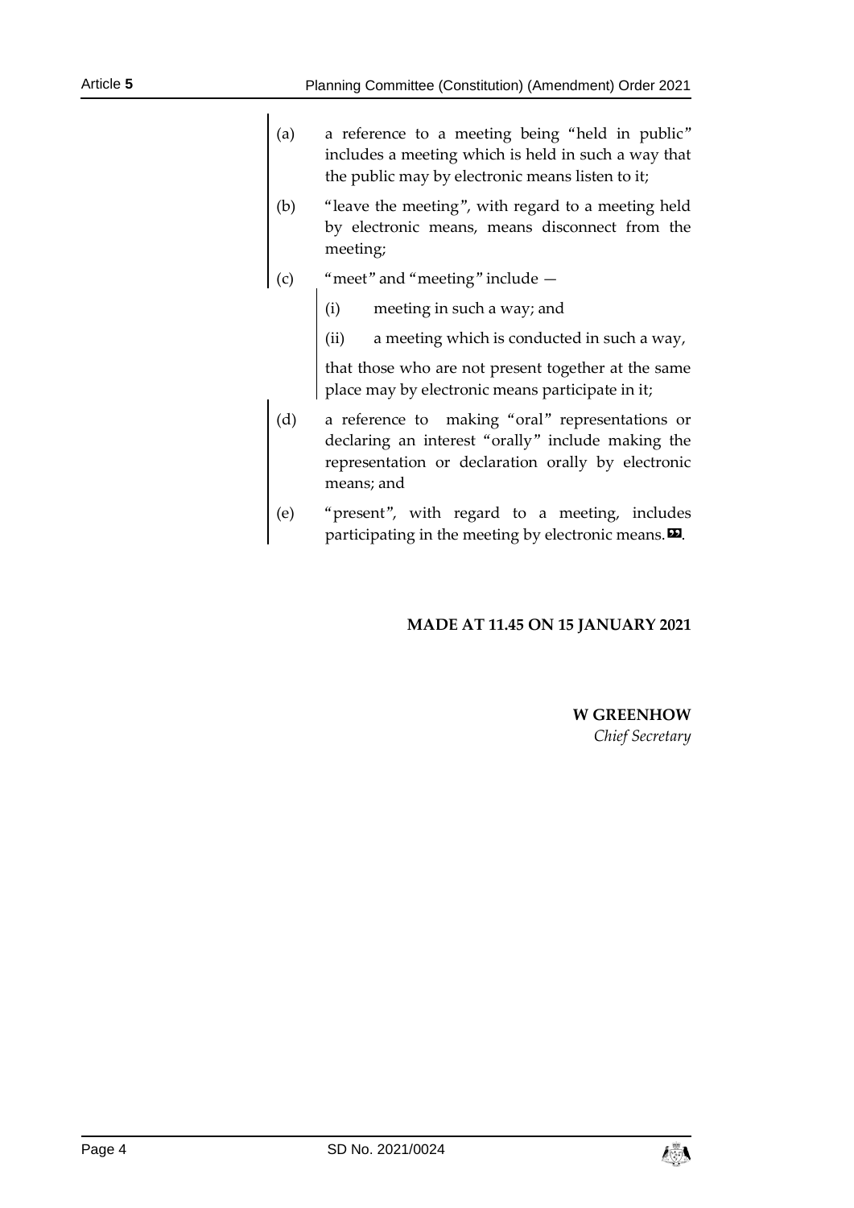(a) a reference to a meeting being "held in public" includes a meeting which is held in such a way that the public may by electronic means listen to it;

(b) "leave the meeting", with regard to a meeting held by electronic means, means disconnect from the meeting;

(c) "meet" and "meeting" include —

  (i) meeting in such a way; and

  (ii) a meeting which is conducted in such a way,

  that those who are not present together at the same place may by electronic means participate in it;

(d) a reference to making "oral" representations or declaring an interest "orally" include making the representation or declaration orally by electronic means; and

(e) "present", with regard to a meeting, includes participating in the meeting by electronic means.».

**MADE AT 11.45 ON 15 JANUARY 2021**

**W GREENHOW**
*Chief Secretary*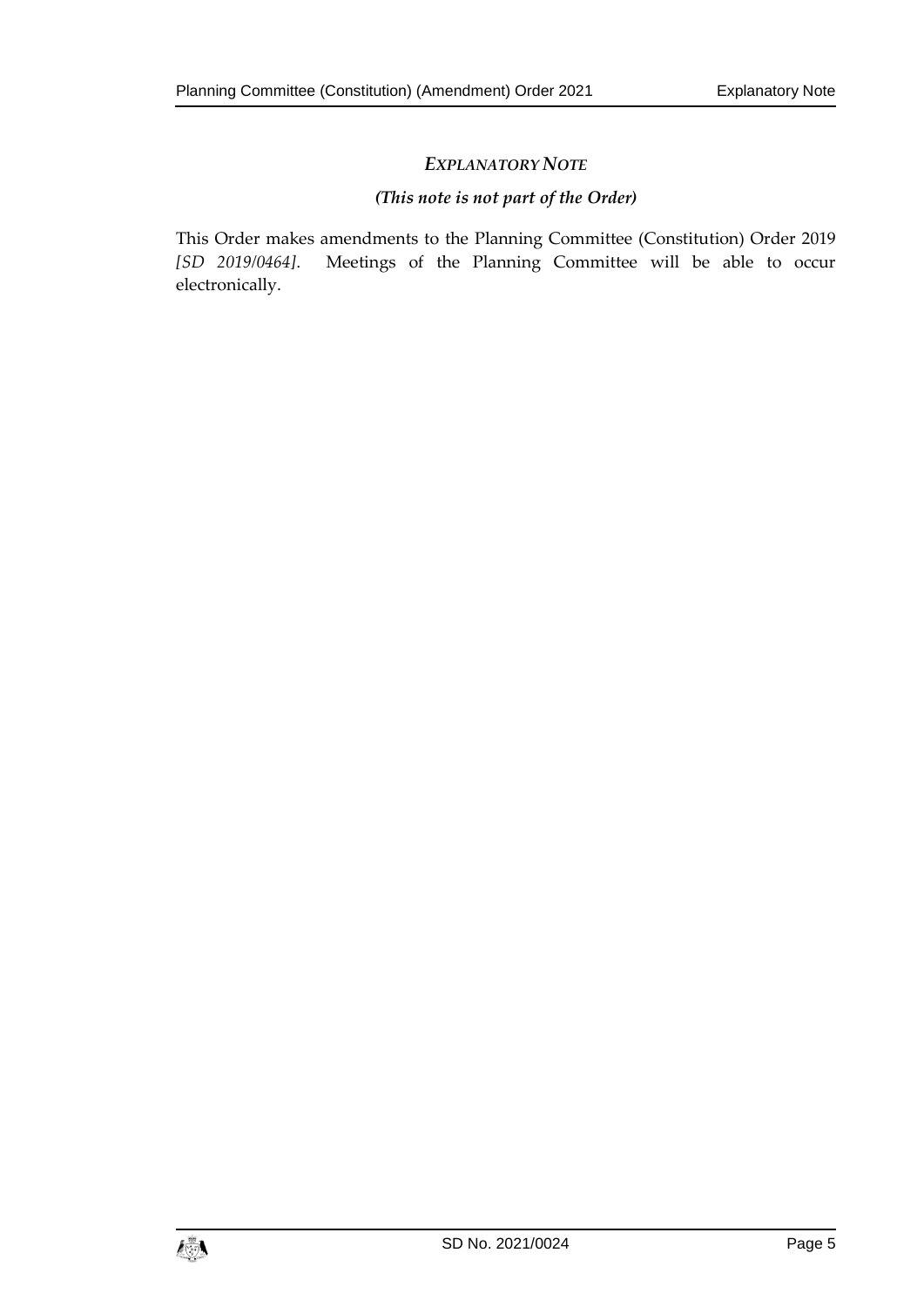## *EXPLANATORY NOTE*

***(This note is not part of the Order)***

This Order makes amendments to the Planning Committee (Constitution) Order 2019 *[SD 2019/0464]*. Meetings of the Planning Committee will be able to occur electronically.